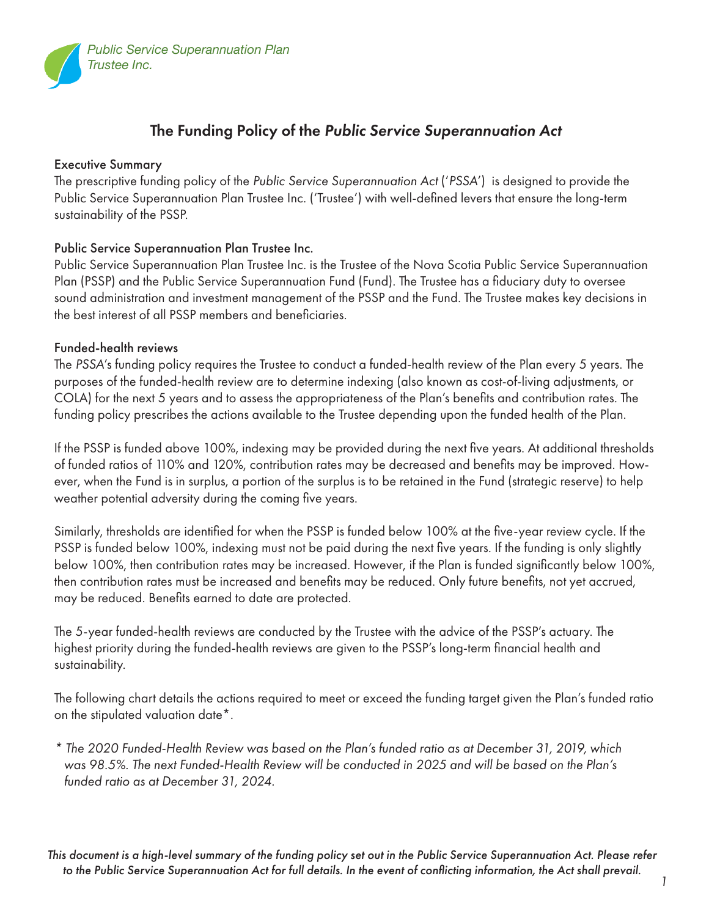Public Service Superannuation Plan Trustee Inc.

# The Funding Policy of the *Public Service Superannuation Act*

## Executive Summary

The prescriptive funding policy of the *Public Service Superannuation Act* ('*PSSA*') is designed to provide the Public Service Superannuation Plan Trustee Inc. ('Trustee') with well-defined levers that ensure the long-term sustainability of the PSSP.

## Public Service Superannuation Plan Trustee Inc.

Public Service Superannuation Plan Trustee Inc. is the Trustee of the Nova Scotia Public Service Superannuation Plan (PSSP) and the Public Service Superannuation Fund (Fund). The Trustee has a fiduciary duty to oversee sound administration and investment management of the PSSP and the Fund. The Trustee makes key decisions in the best interest of all PSSP members and beneficiaries.

## Funded-health reviews

The *PSSA*'s funding policy requires the Trustee to conduct a funded-health review of the Plan every 5 years. The purposes of the funded-health review are to determine indexing (also known as cost-of-living adjustments, or COLA) for the next 5 years and to assess the appropriateness of the Plan's benefits and contribution rates. The funding policy prescribes the actions available to the Trustee depending upon the funded health of the Plan.

If the PSSP is funded above 100%, indexing may be provided during the next five years. At additional thresholds of funded ratios of 110% and 120%, contribution rates may be decreased and benefits may be improved. However, when the Fund is in surplus, a portion of the surplus is to be retained in the Fund (strategic reserve) to help weather potential adversity during the coming five years.

Similarly, thresholds are identified for when the PSSP is funded below 100% at the five-year review cycle. If the PSSP is funded below 100%, indexing must not be paid during the next five years. If the funding is only slightly below 100%, then contribution rates may be increased. However, if the Plan is funded significantly below 100%, then contribution rates must be increased and benefits may be reduced. Only future benefits, not yet accrued, may be reduced. Benefits earned to date are protected.

The 5-year funded-health reviews are conducted by the Trustee with the advice of the PSSP's actuary. The highest priority during the funded-health reviews are given to the PSSP's long-term financial health and sustainability.

The following chart details the actions required to meet or exceed the funding target given the Plan's funded ratio on the stipulated valuation date*.

*\* The 2020 Funded-Health Review was based on the Plan's funded ratio as at December 31, 2019, which was 98.5%. The next Funded-Health Review will be conducted in 2025 and will be based on the Plan's funded ratio as at December 31, 2024.*

*This document is a high-level summary of the funding policy set out in the Public Service Superannuation Act. Please refer to the Public Service Superannuation Act for full details. In the event of conflicting information, the Act shall prevail.*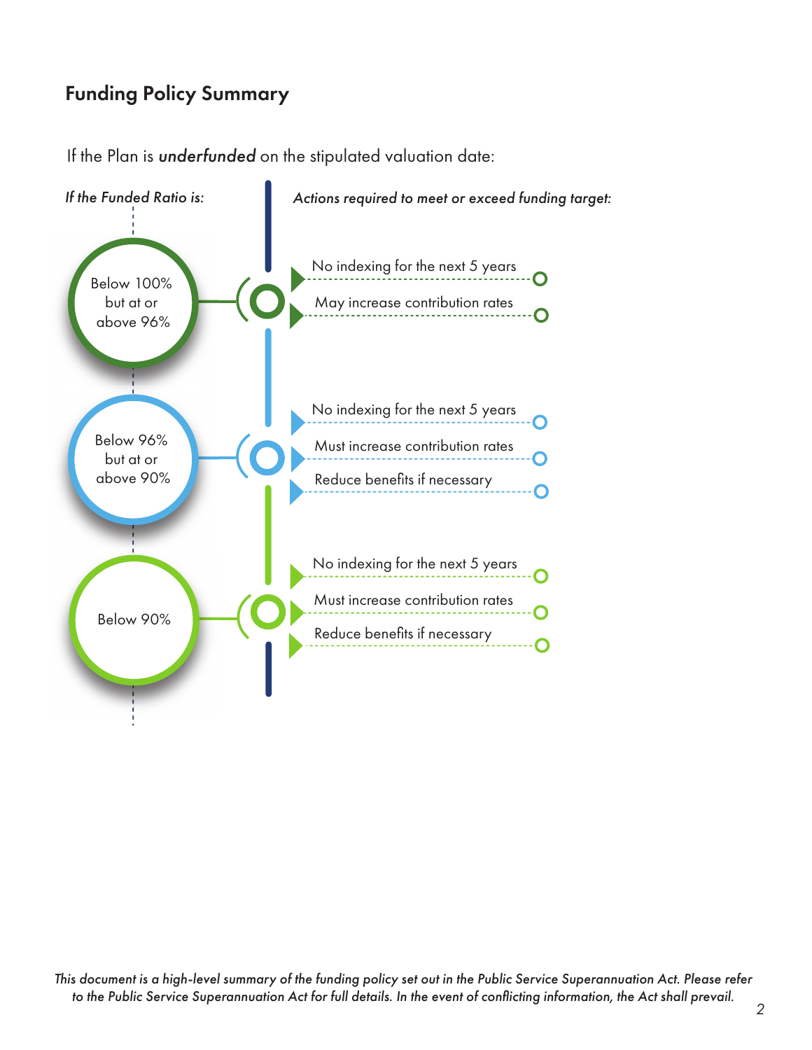## Funding Policy Summary

If the Plan is ***underfunded*** on the stipulated valuation date:

| *If the Funded Ratio is:* | *Actions required to meet or exceed funding target:* |
| --- | --- |
| Below 100% but at or above 96% | No indexing for the next 5 years<br>May increase contribution rates |
| Below 96% but at or above 90% | No indexing for the next 5 years<br>Must increase contribution rates<br>Reduce benefits if necessary |
| Below 90% | No indexing for the next 5 years<br>Must increase contribution rates<br>Reduce benefits if necessary |

*This document is a high-level summary of the funding policy set out in the Public Service Superannuation Act. Please refer to the Public Service Superannuation Act for full details. In the event of conflicting information, the Act shall prevail.*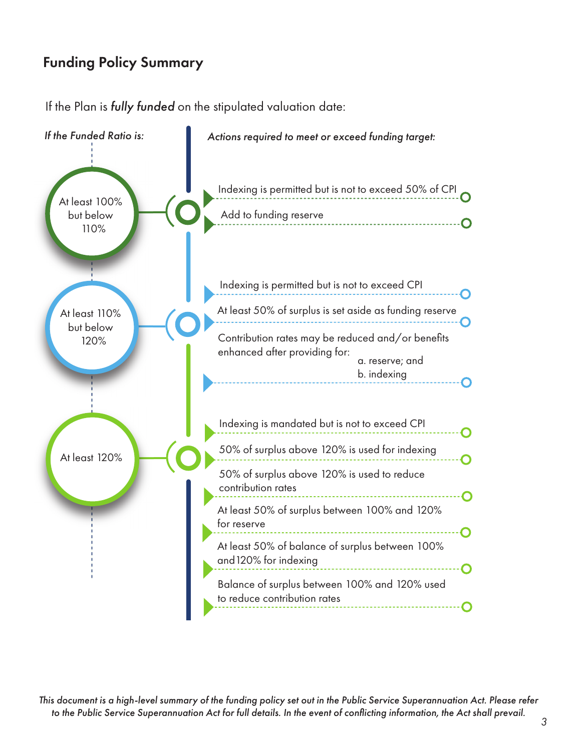## Funding Policy Summary

If the Plan is ***fully funded*** on the stipulated valuation date:

| *If the Funded Ratio is:* | *Actions required to meet or exceed funding target:* |
| --- | --- |
| At least 100% but below 110% | Indexing is permitted but is not to exceed 50% of CPI<br>Add to funding reserve |
| At least 110% but below 120% | Indexing is permitted but is not to exceed CPI<br>At least 50% of surplus is set aside as funding reserve<br>Contribution rates may be reduced and/or benefits enhanced after providing for: a. reserve; and b. indexing |
| At least 120% | Indexing is mandated but is not to exceed CPI<br>50% of surplus above 120% is used for indexing<br>50% of surplus above 120% is used to reduce contribution rates<br>At least 50% of surplus between 100% and 120% for reserve<br>At least 50% of balance of surplus between 100% and 120% for indexing<br>Balance of surplus between 100% and 120% used to reduce contribution rates |

*This document is a high-level summary of the funding policy set out in the Public Service Superannuation Act. Please refer to the Public Service Superannuation Act for full details. In the event of conflicting information, the Act shall prevail.*